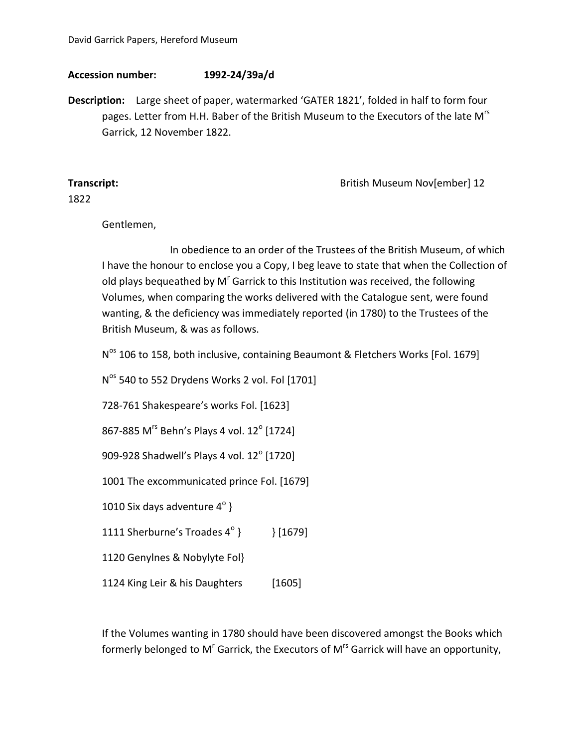David Garrick Papers, Hereford Museum

**Accession number:** **1992-24/39a/d**

**Description:** Large sheet of paper, watermarked 'GATER 1821', folded in half to form four pages. Letter from H.H. Baber of the British Museum to the Executors of the late M[rs] Garrick, 12 November 1822.

**Transcript:** British Museum Nov[ember] 12 1822

Gentlemen,

In obedience to an order of the Trustees of the British Museum, of which I have the honour to enclose you a Copy, I beg leave to state that when the Collection of old plays bequeathed by M[r] Garrick to this Institution was received, the following Volumes, when comparing the works delivered with the Catalogue sent, were found wanting, & the deficiency was immediately reported (in 1780) to the Trustees of the British Museum, & was as follows.

N[os] 106 to 158, both inclusive, containing Beaumont & Fletchers Works [Fol. 1679]

N[os] 540 to 552 Drydens Works 2 vol. Fol [1701]

728-761 Shakespeare's works Fol. [1623]

867-885 M[rs] Behn's Plays 4 vol. 12$^o$ [1724]

909-928 Shadwell's Plays 4 vol. 12$^o$ [1720]

1001 The excommunicated prince Fol. [1679]

1010 Six days adventure 4$^o$ }

1111 Sherburne's Troades 4$^o$ } } [1679]

1120 Genylnes & Nobylyte Fol}

1124 King Leir & his Daughters [1605]

If the Volumes wanting in 1780 should have been discovered amongst the Books which formerly belonged to M[r] Garrick, the Executors of M[rs] Garrick will have an opportunity,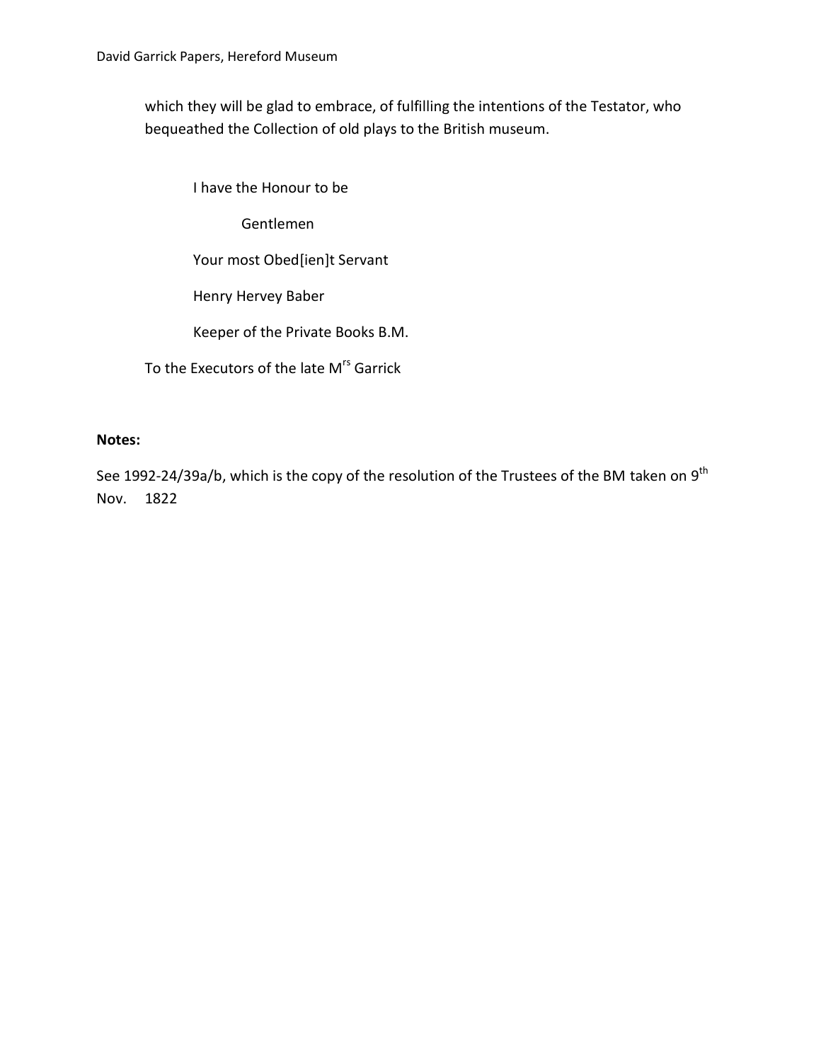which they will be glad to embrace, of fulfilling the intentions of the Testator, who bequeathed the Collection of old plays to the British museum.

I have the Honour to be

Gentlemen

Your most Obed[ien]t Servant

Henry Hervey Baber

Keeper of the Private Books B.M.

To the Executors of the late M^rs Garrick

**Notes:**

See 1992-24/39a/b, which is the copy of the resolution of the Trustees of the BM taken on 9^th Nov. 1822